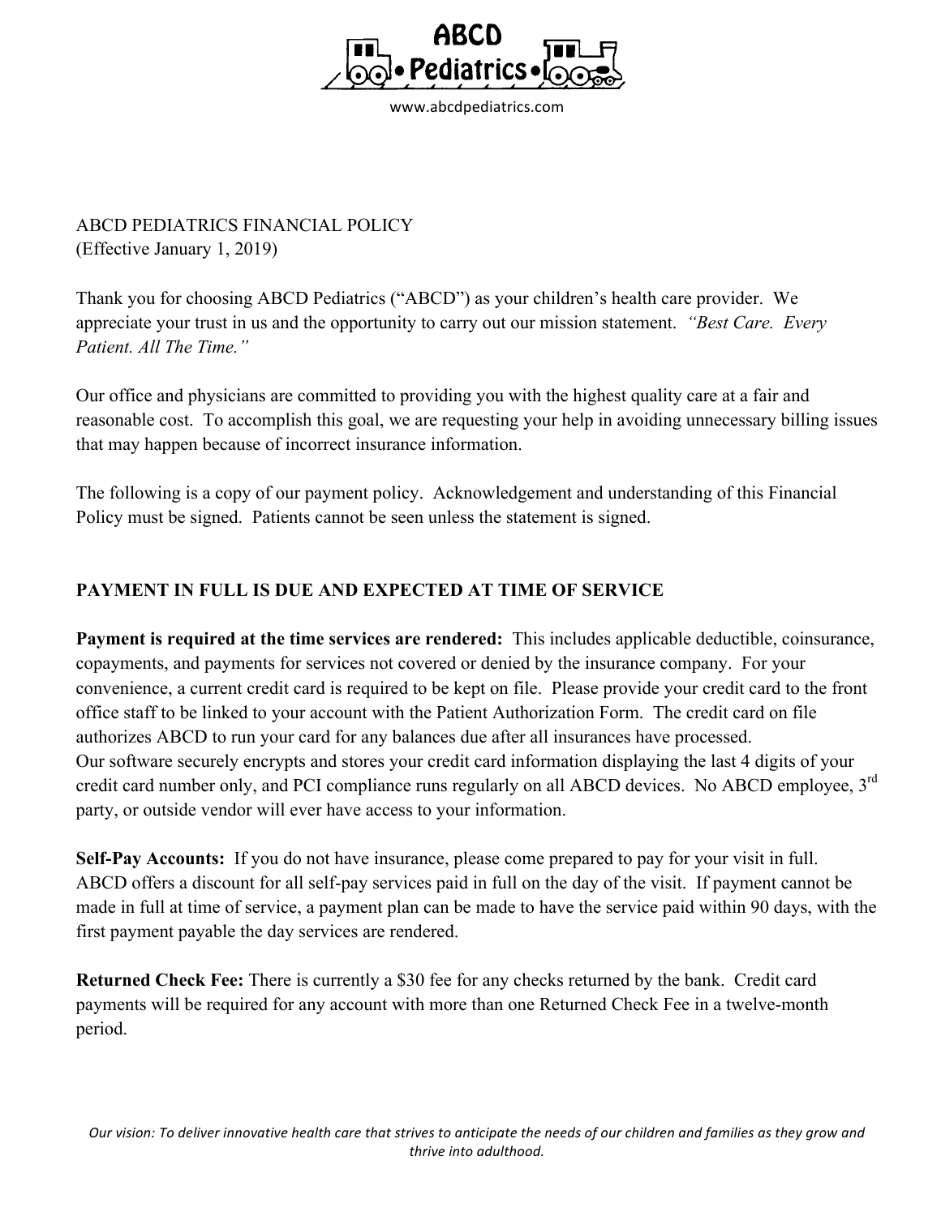ABCD • Pediatrics •

www.abcdpediatrics.com

ABCD PEDIATRICS FINANCIAL POLICY
(Effective January 1, 2019)

Thank you for choosing ABCD Pediatrics ("ABCD") as your children's health care provider. We appreciate your trust in us and the opportunity to carry out our mission statement. *"Best Care. Every Patient. All The Time."*

Our office and physicians are committed to providing you with the highest quality care at a fair and reasonable cost. To accomplish this goal, we are requesting your help in avoiding unnecessary billing issues that may happen because of incorrect insurance information.

The following is a copy of our payment policy. Acknowledgement and understanding of this Financial Policy must be signed. Patients cannot be seen unless the statement is signed.

## PAYMENT IN FULL IS DUE AND EXPECTED AT TIME OF SERVICE

**Payment is required at the time services are rendered:** This includes applicable deductible, coinsurance, copayments, and payments for services not covered or denied by the insurance company. For your convenience, a current credit card is required to be kept on file. Please provide your credit card to the front office staff to be linked to your account with the Patient Authorization Form. The credit card on file authorizes ABCD to run your card for any balances due after all insurances have processed.
Our software securely encrypts and stores your credit card information displaying the last 4 digits of your credit card number only, and PCI compliance runs regularly on all ABCD devices. No ABCD employee, 3rd party, or outside vendor will ever have access to your information.

**Self-Pay Accounts:** If you do not have insurance, please come prepared to pay for your visit in full. ABCD offers a discount for all self-pay services paid in full on the day of the visit. If payment cannot be made in full at time of service, a payment plan can be made to have the service paid within 90 days, with the first payment payable the day services are rendered.

**Returned Check Fee:** There is currently a $30 fee for any checks returned by the bank. Credit card payments will be required for any account with more than one Returned Check Fee in a twelve-month period.

*Our vision: To deliver innovative health care that strives to anticipate the needs of our children and families as they grow and thrive into adulthood.*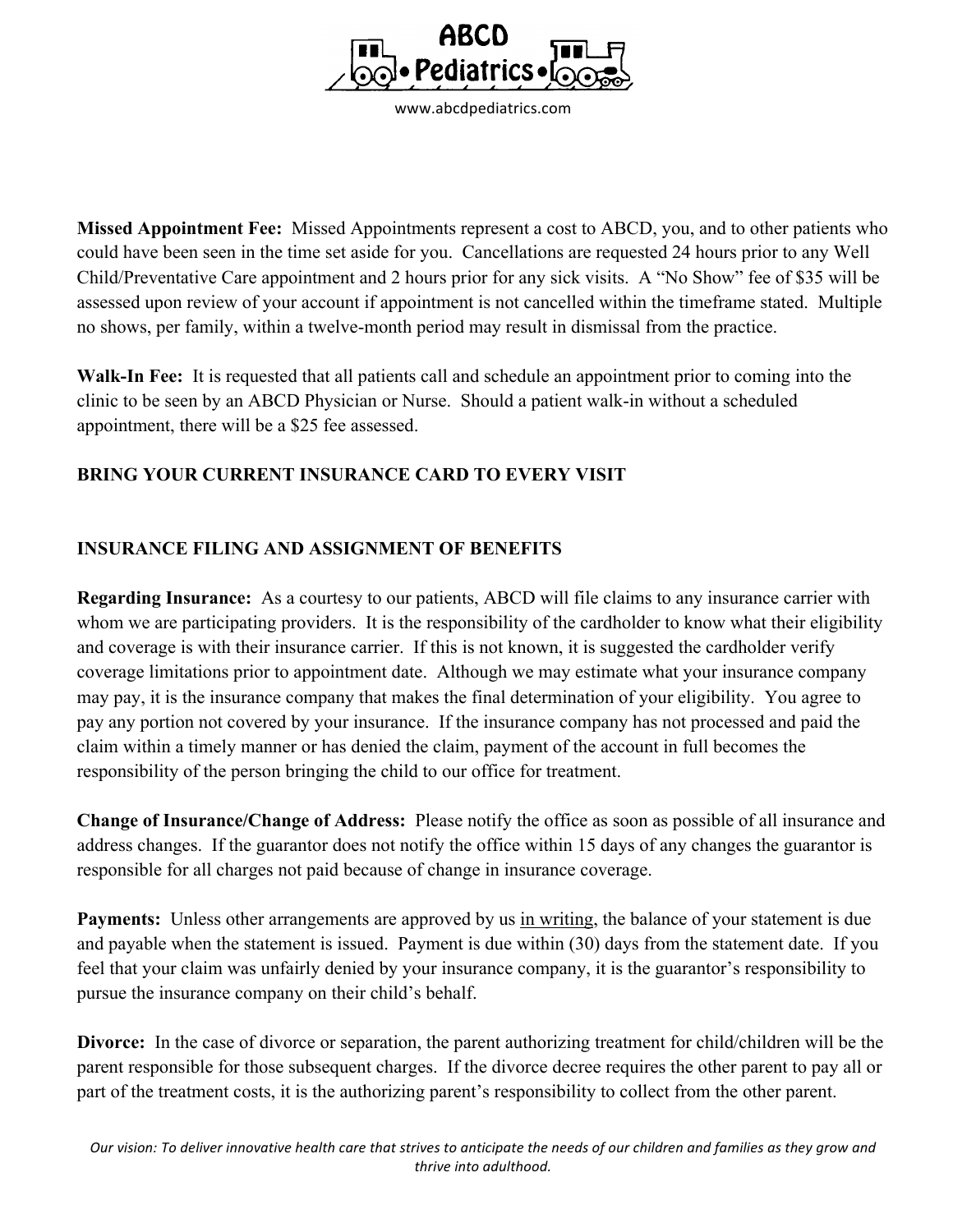**Missed Appointment Fee:** Missed Appointments represent a cost to ABCD, you, and to other patients who could have been seen in the time set aside for you. Cancellations are requested 24 hours prior to any Well Child/Preventative Care appointment and 2 hours prior for any sick visits. A "No Show" fee of $35 will be assessed upon review of your account if appointment is not cancelled within the timeframe stated. Multiple no shows, per family, within a twelve-month period may result in dismissal from the practice.

**Walk-In Fee:** It is requested that all patients call and schedule an appointment prior to coming into the clinic to be seen by an ABCD Physician or Nurse. Should a patient walk-in without a scheduled appointment, there will be a $25 fee assessed.

**BRING YOUR CURRENT INSURANCE CARD TO EVERY VISIT**

## INSURANCE FILING AND ASSIGNMENT OF BENEFITS

**Regarding Insurance:** As a courtesy to our patients, ABCD will file claims to any insurance carrier with whom we are participating providers. It is the responsibility of the cardholder to know what their eligibility and coverage is with their insurance carrier. If this is not known, it is suggested the cardholder verify coverage limitations prior to appointment date. Although we may estimate what your insurance company may pay, it is the insurance company that makes the final determination of your eligibility. You agree to pay any portion not covered by your insurance. If the insurance company has not processed and paid the claim within a timely manner or has denied the claim, payment of the account in full becomes the responsibility of the person bringing the child to our office for treatment.

**Change of Insurance/Change of Address:** Please notify the office as soon as possible of all insurance and address changes. If the guarantor does not notify the office within 15 days of any changes the guarantor is responsible for all charges not paid because of change in insurance coverage.

**Payments:** Unless other arrangements are approved by us <u>in writing</u>, the balance of your statement is due and payable when the statement is issued. Payment is due within (30) days from the statement date. If you feel that your claim was unfairly denied by your insurance company, it is the guarantor's responsibility to pursue the insurance company on their child's behalf.

**Divorce:** In the case of divorce or separation, the parent authorizing treatment for child/children will be the parent responsible for those subsequent charges. If the divorce decree requires the other parent to pay all or part of the treatment costs, it is the authorizing parent's responsibility to collect from the other parent.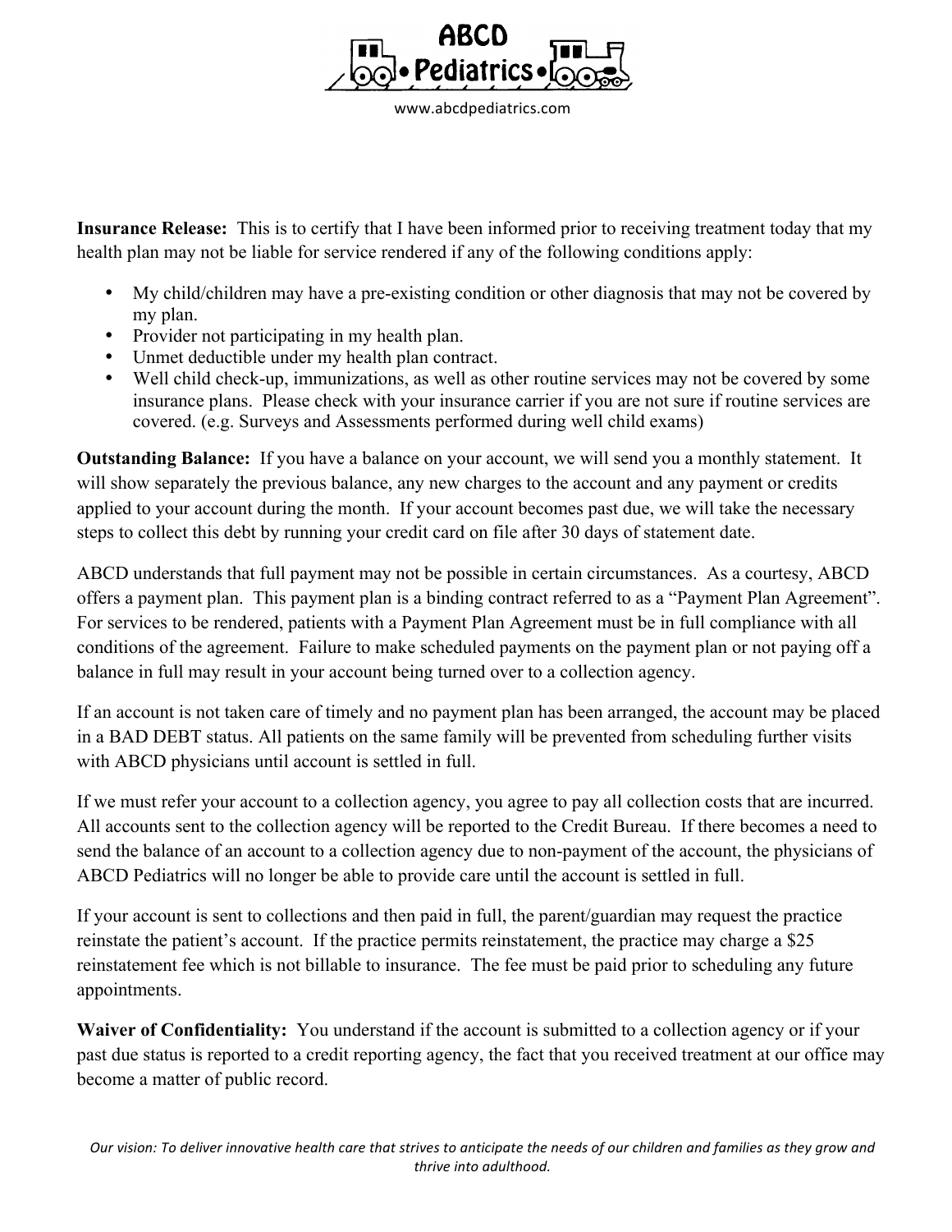**Insurance Release:** This is to certify that I have been informed prior to receiving treatment today that my health plan may not be liable for service rendered if any of the following conditions apply:

- My child/children may have a pre-existing condition or other diagnosis that may not be covered by my plan.
- Provider not participating in my health plan.
- Unmet deductible under my health plan contract.
- Well child check-up, immunizations, as well as other routine services may not be covered by some insurance plans. Please check with your insurance carrier if you are not sure if routine services are covered. (e.g. Surveys and Assessments performed during well child exams)

**Outstanding Balance:** If you have a balance on your account, we will send you a monthly statement. It will show separately the previous balance, any new charges to the account and any payment or credits applied to your account during the month. If your account becomes past due, we will take the necessary steps to collect this debt by running your credit card on file after 30 days of statement date.

ABCD understands that full payment may not be possible in certain circumstances. As a courtesy, ABCD offers a payment plan. This payment plan is a binding contract referred to as a "Payment Plan Agreement". For services to be rendered, patients with a Payment Plan Agreement must be in full compliance with all conditions of the agreement. Failure to make scheduled payments on the payment plan or not paying off a balance in full may result in your account being turned over to a collection agency.

If an account is not taken care of timely and no payment plan has been arranged, the account may be placed in a BAD DEBT status. All patients on the same family will be prevented from scheduling further visits with ABCD physicians until account is settled in full.

If we must refer your account to a collection agency, you agree to pay all collection costs that are incurred. All accounts sent to the collection agency will be reported to the Credit Bureau. If there becomes a need to send the balance of an account to a collection agency due to non-payment of the account, the physicians of ABCD Pediatrics will no longer be able to provide care until the account is settled in full.

If your account is sent to collections and then paid in full, the parent/guardian may request the practice reinstate the patient's account. If the practice permits reinstatement, the practice may charge a $25 reinstatement fee which is not billable to insurance. The fee must be paid prior to scheduling any future appointments.

**Waiver of Confidentiality:** You understand if the account is submitted to a collection agency or if your past due status is reported to a credit reporting agency, the fact that you received treatment at our office may become a matter of public record.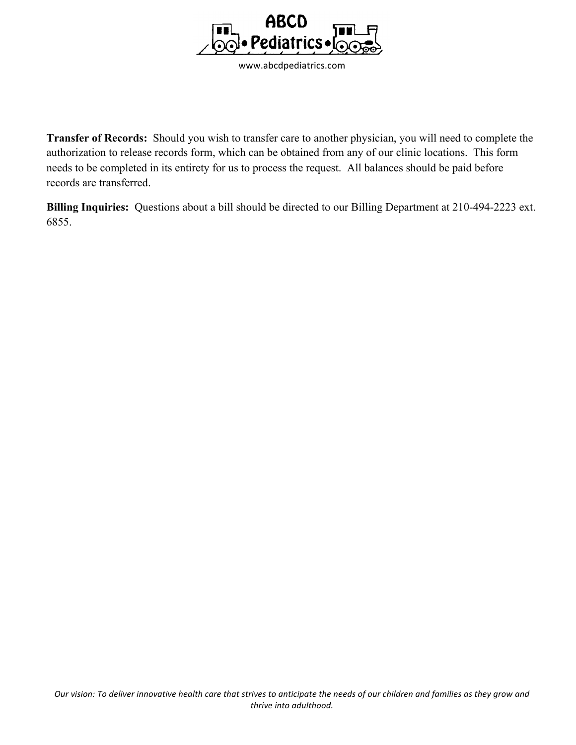**Transfer of Records:** Should you wish to transfer care to another physician, you will need to complete the authorization to release records form, which can be obtained from any of our clinic locations. This form needs to be completed in its entirety for us to process the request. All balances should be paid before records are transferred.

**Billing Inquiries:** Questions about a bill should be directed to our Billing Department at 210-494-2223 ext. 6855.